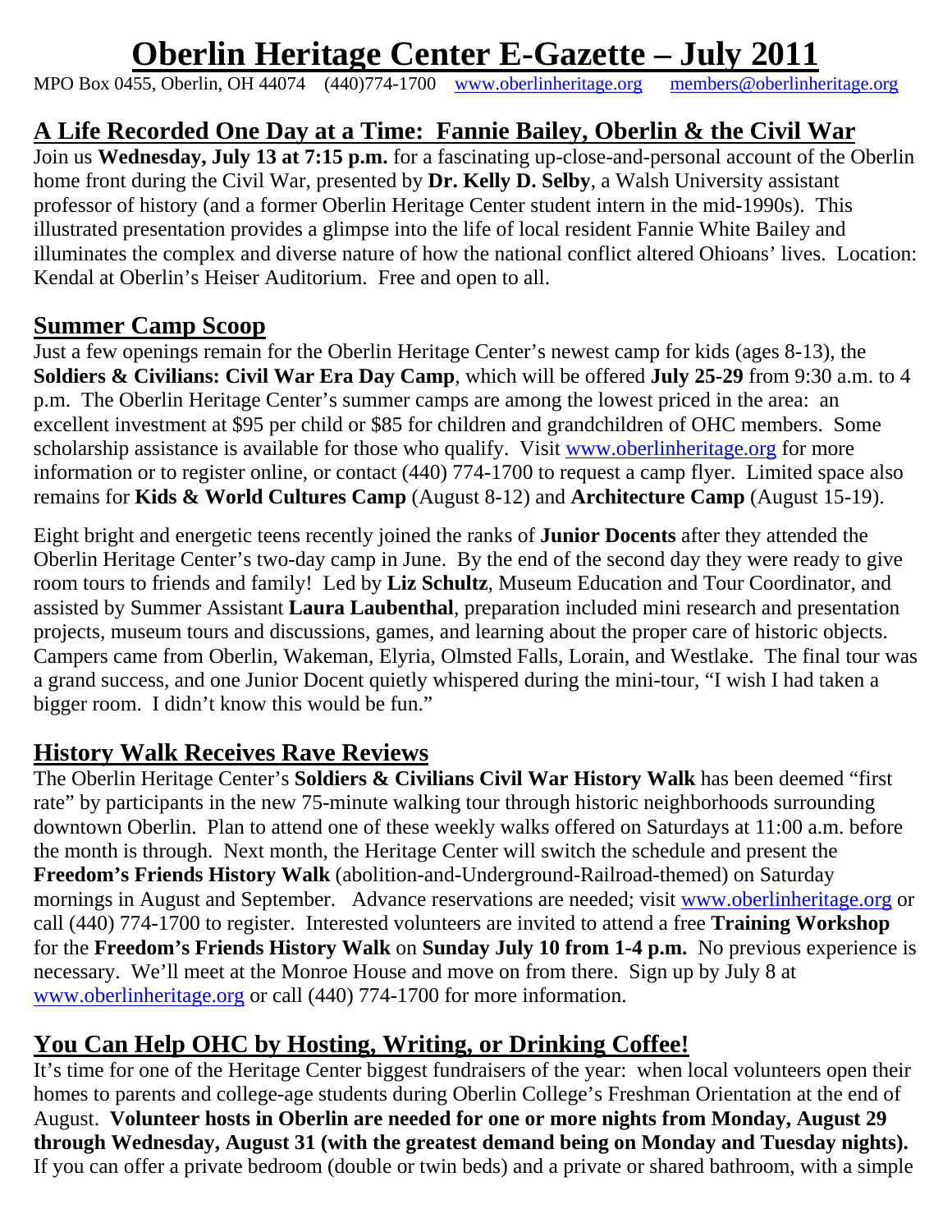# Oberlin Heritage Center E-Gazette – July 2011

MPO Box 0455, Oberlin, OH 44074 (440)774-1700 www.oberlinheritage.org members@oberlinheritage.org

## A Life Recorded One Day at a Time: Fannie Bailey, Oberlin & the Civil War

Join us **Wednesday, July 13 at 7:15 p.m.** for a fascinating up-close-and-personal account of the Oberlin home front during the Civil War, presented by **Dr. Kelly D. Selby**, a Walsh University assistant professor of history (and a former Oberlin Heritage Center student intern in the mid-1990s). This illustrated presentation provides a glimpse into the life of local resident Fannie White Bailey and illuminates the complex and diverse nature of how the national conflict altered Ohioans' lives. Location: Kendal at Oberlin's Heiser Auditorium. Free and open to all.

## Summer Camp Scoop

Just a few openings remain for the Oberlin Heritage Center's newest camp for kids (ages 8-13), the **Soldiers & Civilians: Civil War Era Day Camp**, which will be offered **July 25-29** from 9:30 a.m. to 4 p.m. The Oberlin Heritage Center's summer camps are among the lowest priced in the area: an excellent investment at $95 per child or $85 for children and grandchildren of OHC members. Some scholarship assistance is available for those who qualify. Visit www.oberlinheritage.org for more information or to register online, or contact (440) 774-1700 to request a camp flyer. Limited space also remains for **Kids & World Cultures Camp** (August 8-12) and **Architecture Camp** (August 15-19).

Eight bright and energetic teens recently joined the ranks of **Junior Docents** after they attended the Oberlin Heritage Center's two-day camp in June. By the end of the second day they were ready to give room tours to friends and family! Led by **Liz Schultz**, Museum Education and Tour Coordinator, and assisted by Summer Assistant **Laura Laubenthal**, preparation included mini research and presentation projects, museum tours and discussions, games, and learning about the proper care of historic objects. Campers came from Oberlin, Wakeman, Elyria, Olmsted Falls, Lorain, and Westlake. The final tour was a grand success, and one Junior Docent quietly whispered during the mini-tour, "I wish I had taken a bigger room. I didn't know this would be fun."

## History Walk Receives Rave Reviews

The Oberlin Heritage Center's **Soldiers & Civilians Civil War History Walk** has been deemed "first rate" by participants in the new 75-minute walking tour through historic neighborhoods surrounding downtown Oberlin. Plan to attend one of these weekly walks offered on Saturdays at 11:00 a.m. before the month is through. Next month, the Heritage Center will switch the schedule and present the **Freedom's Friends History Walk** (abolition-and-Underground-Railroad-themed) on Saturday mornings in August and September. Advance reservations are needed; visit www.oberlinheritage.org or call (440) 774-1700 to register. Interested volunteers are invited to attend a free **Training Workshop** for the **Freedom's Friends History Walk** on **Sunday July 10 from 1-4 p.m.** No previous experience is necessary. We'll meet at the Monroe House and move on from there. Sign up by July 8 at www.oberlinheritage.org or call (440) 774-1700 for more information.

## You Can Help OHC by Hosting, Writing, or Drinking Coffee!

It's time for one of the Heritage Center biggest fundraisers of the year: when local volunteers open their homes to parents and college-age students during Oberlin College's Freshman Orientation at the end of August. **Volunteer hosts in Oberlin are needed for one or more nights from Monday, August 29 through Wednesday, August 31 (with the greatest demand being on Monday and Tuesday nights).** If you can offer a private bedroom (double or twin beds) and a private or shared bathroom, with a simple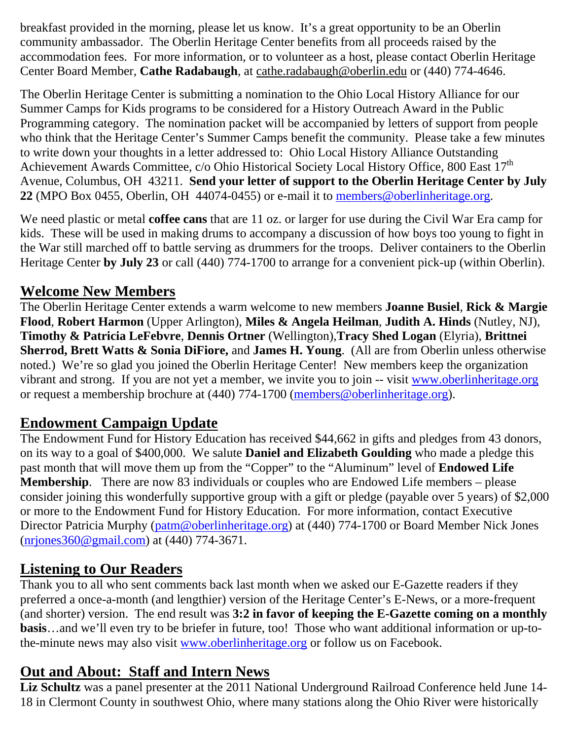breakfast provided in the morning, please let us know. It's a great opportunity to be an Oberlin community ambassador. The Oberlin Heritage Center benefits from all proceeds raised by the accommodation fees. For more information, or to volunteer as a host, please contact Oberlin Heritage Center Board Member, **Cathe Radabaugh**, at cathe.radabaugh@oberlin.edu or (440) 774-4646.

The Oberlin Heritage Center is submitting a nomination to the Ohio Local History Alliance for our Summer Camps for Kids programs to be considered for a History Outreach Award in the Public Programming category. The nomination packet will be accompanied by letters of support from people who think that the Heritage Center's Summer Camps benefit the community. Please take a few minutes to write down your thoughts in a letter addressed to: Ohio Local History Alliance Outstanding Achievement Awards Committee, c/o Ohio Historical Society Local History Office, 800 East 17th Avenue, Columbus, OH 43211. **Send your letter of support to the Oberlin Heritage Center by July 22** (MPO Box 0455, Oberlin, OH 44074-0455) or e-mail it to members@oberlinheritage.org.

We need plastic or metal **coffee cans** that are 11 oz. or larger for use during the Civil War Era camp for kids. These will be used in making drums to accompany a discussion of how boys too young to fight in the War still marched off to battle serving as drummers for the troops. Deliver containers to the Oberlin Heritage Center **by July 23** or call (440) 774-1700 to arrange for a convenient pick-up (within Oberlin).

## Welcome New Members

The Oberlin Heritage Center extends a warm welcome to new members **Joanne Busiel**, **Rick & Margie Flood**, **Robert Harmon** (Upper Arlington), **Miles & Angela Heilman**, **Judith A. Hinds** (Nutley, NJ), **Timothy & Patricia LeFebvre**, **Dennis Ortner** (Wellington),**Tracy Shed Logan** (Elyria), **Brittnei Sherrod, Brett Watts & Sonia DiFiore,** and **James H. Young**. (All are from Oberlin unless otherwise noted.) We're so glad you joined the Oberlin Heritage Center! New members keep the organization vibrant and strong. If you are not yet a member, we invite you to join -- visit www.oberlinheritage.org or request a membership brochure at (440) 774-1700 (members@oberlinheritage.org).

## Endowment Campaign Update

The Endowment Fund for History Education has received $44,662 in gifts and pledges from 43 donors, on its way to a goal of $400,000. We salute **Daniel and Elizabeth Goulding** who made a pledge this past month that will move them up from the "Copper" to the "Aluminum" level of **Endowed Life Membership**. There are now 83 individuals or couples who are Endowed Life members – please consider joining this wonderfully supportive group with a gift or pledge (payable over 5 years) of $2,000 or more to the Endowment Fund for History Education. For more information, contact Executive Director Patricia Murphy (patm@oberlinheritage.org) at (440) 774-1700 or Board Member Nick Jones (nrjones360@gmail.com) at (440) 774-3671.

## Listening to Our Readers

Thank you to all who sent comments back last month when we asked our E-Gazette readers if they preferred a once-a-month (and lengthier) version of the Heritage Center's E-News, or a more-frequent (and shorter) version. The end result was **3:2 in favor of keeping the E-Gazette coming on a monthly basis**…and we'll even try to be briefer in future, too! Those who want additional information or up-to-the-minute news may also visit www.oberlinheritage.org or follow us on Facebook.

## Out and About: Staff and Intern News

**Liz Schultz** was a panel presenter at the 2011 National Underground Railroad Conference held June 14-18 in Clermont County in southwest Ohio, where many stations along the Ohio River were historically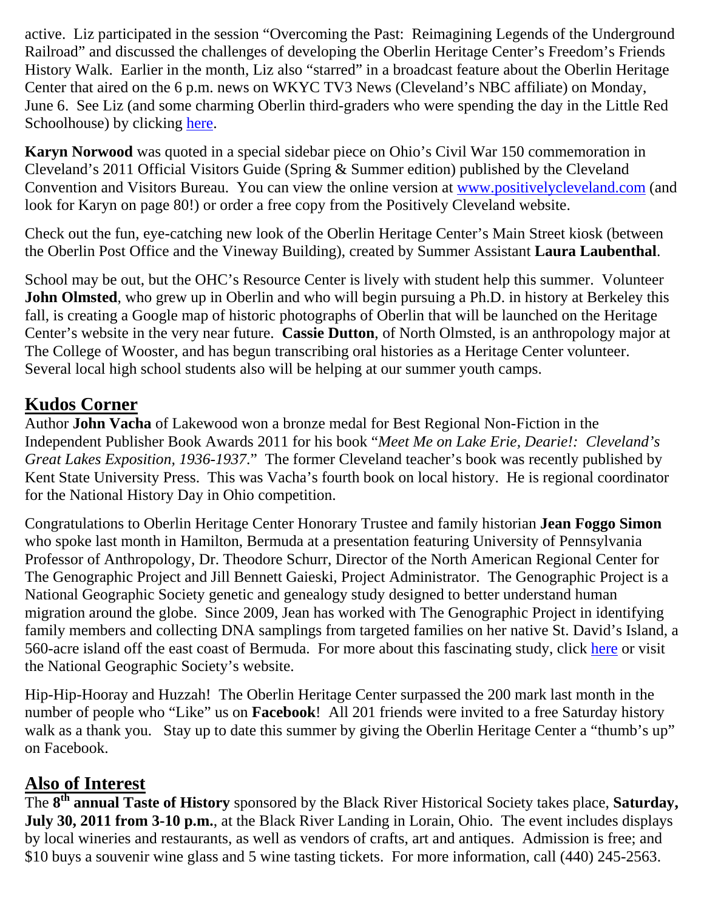active. Liz participated in the session "Overcoming the Past: Reimagining Legends of the Underground Railroad" and discussed the challenges of developing the Oberlin Heritage Center's Freedom's Friends History Walk. Earlier in the month, Liz also "starred" in a broadcast feature about the Oberlin Heritage Center that aired on the 6 p.m. news on WKYC TV3 News (Cleveland's NBC affiliate) on Monday, June 6. See Liz (and some charming Oberlin third-graders who were spending the day in the Little Red Schoolhouse) by clicking [here](#).

**Karyn Norwood** was quoted in a special sidebar piece on Ohio's Civil War 150 commemoration in Cleveland's 2011 Official Visitors Guide (Spring & Summer edition) published by the Cleveland Convention and Visitors Bureau. You can view the online version at [www.positivelycleveland.com](http://www.positivelycleveland.com) (and look for Karyn on page 80!) or order a free copy from the Positively Cleveland website.

Check out the fun, eye-catching new look of the Oberlin Heritage Center's Main Street kiosk (between the Oberlin Post Office and the Vineway Building), created by Summer Assistant **Laura Laubenthal**.

School may be out, but the OHC's Resource Center is lively with student help this summer. Volunteer **John Olmsted**, who grew up in Oberlin and who will begin pursuing a Ph.D. in history at Berkeley this fall, is creating a Google map of historic photographs of Oberlin that will be launched on the Heritage Center's website in the very near future. **Cassie Dutton**, of North Olmsted, is an anthropology major at The College of Wooster, and has begun transcribing oral histories as a Heritage Center volunteer. Several local high school students also will be helping at our summer youth camps.

## Kudos Corner

Author **John Vacha** of Lakewood won a bronze medal for Best Regional Non-Fiction in the Independent Publisher Book Awards 2011 for his book "*Meet Me on Lake Erie, Dearie!: Cleveland's Great Lakes Exposition, 1936-1937*." The former Cleveland teacher's book was recently published by Kent State University Press. This was Vacha's fourth book on local history. He is regional coordinator for the National History Day in Ohio competition.

Congratulations to Oberlin Heritage Center Honorary Trustee and family historian **Jean Foggo Simon** who spoke last month in Hamilton, Bermuda at a presentation featuring University of Pennsylvania Professor of Anthropology, Dr. Theodore Schurr, Director of the North American Regional Center for The Genographic Project and Jill Bennett Gaieski, Project Administrator. The Genographic Project is a National Geographic Society genetic and genealogy study designed to better understand human migration around the globe. Since 2009, Jean has worked with The Genographic Project in identifying family members and collecting DNA samplings from targeted families on her native St. David's Island, a 560-acre island off the east coast of Bermuda. For more about this fascinating study, click [here](#) or visit the National Geographic Society's website.

Hip-Hip-Hooray and Huzzah! The Oberlin Heritage Center surpassed the 200 mark last month in the number of people who "Like" us on **Facebook**! All 201 friends were invited to a free Saturday history walk as a thank you. Stay up to date this summer by giving the Oberlin Heritage Center a "thumb's up" on Facebook.

## Also of Interest

The **8th annual Taste of History** sponsored by the Black River Historical Society takes place, **Saturday, July 30, 2011 from 3-10 p.m.**, at the Black River Landing in Lorain, Ohio. The event includes displays by local wineries and restaurants, as well as vendors of crafts, art and antiques. Admission is free; and $10 buys a souvenir wine glass and 5 wine tasting tickets. For more information, call (440) 245-2563.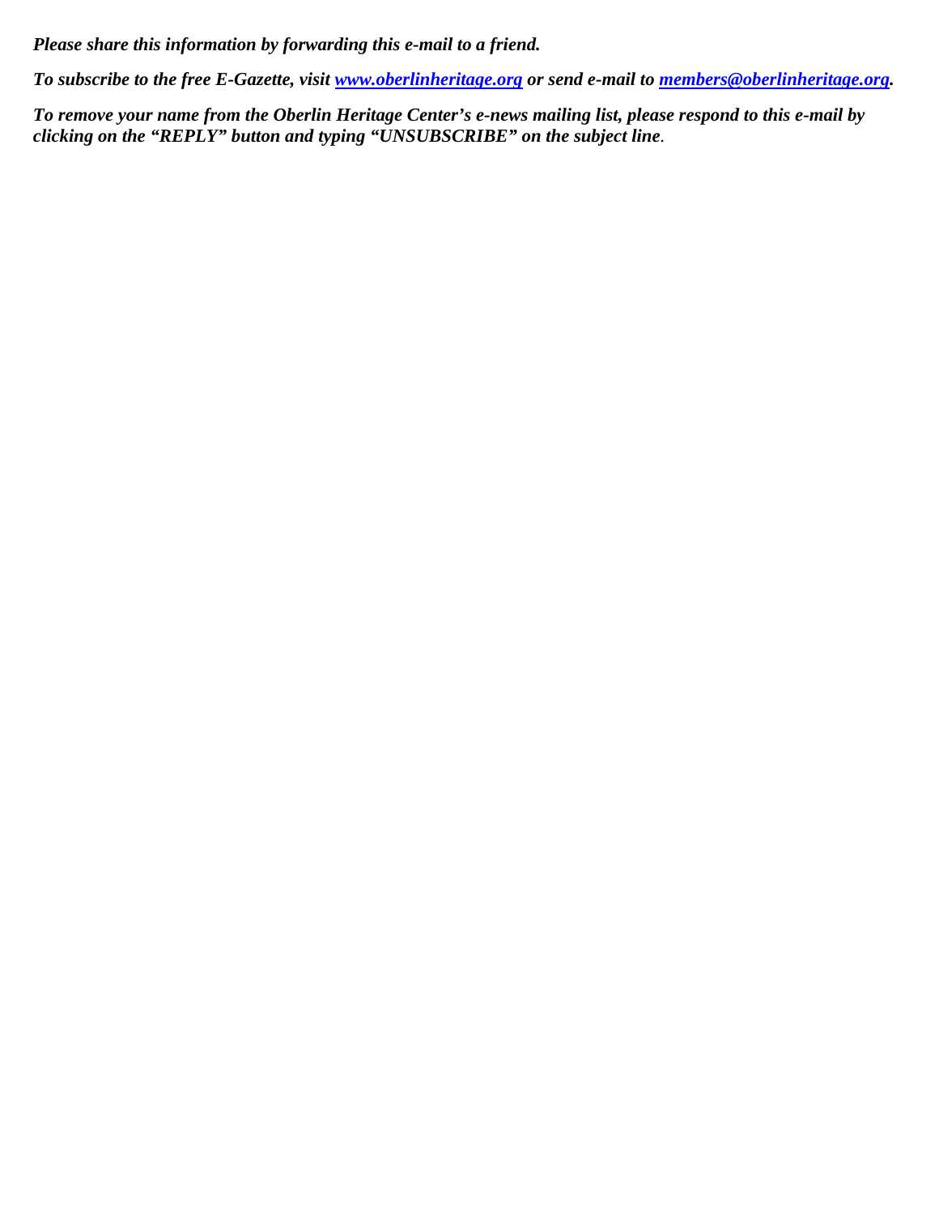***Please share this information by forwarding this e-mail to a friend.***

***To subscribe to the free E-Gazette, visit [www.oberlinheritage.org](http://www.oberlinheritage.org) or send e-mail to [members@oberlinheritage.org](mailto:members@oberlinheritage.org).***

***To remove your name from the Oberlin Heritage Center's e-news mailing list, please respond to this e-mail by clicking on the "REPLY" button and typing "UNSUBSCRIBE" on the subject line***.